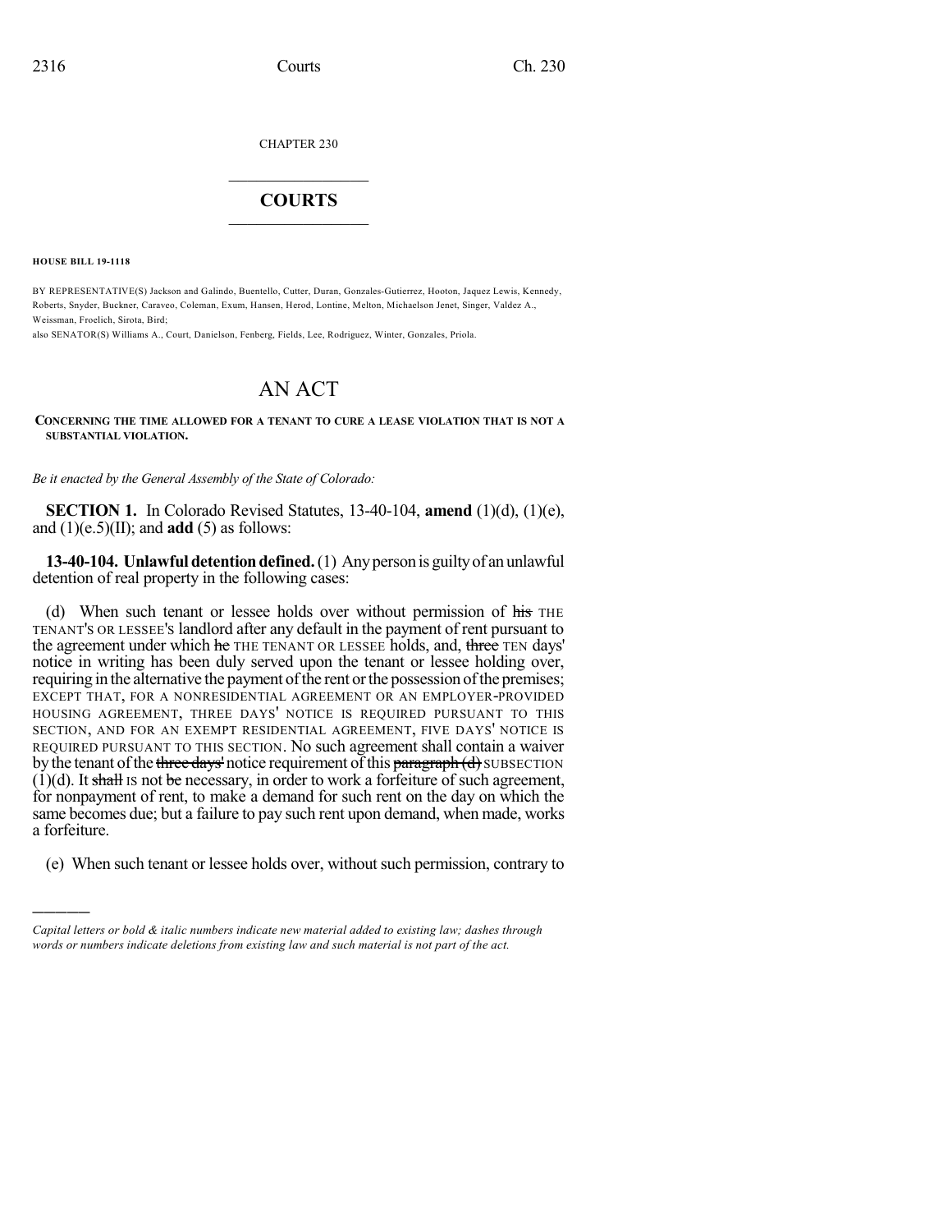CHAPTER 230

## COURTS

**HOUSE BILL 19-1118**

BY REPRESENTATIVE(S) Jackson and Galindo, Buentello, Cutter, Duran, Gonzales-Gutierrez, Hooton, Jaquez Lewis, Kennedy, Roberts, Snyder, Buckner, Caraveo, Coleman, Exum, Hansen, Herod, Lontine, Melton, Michaelson Jenet, Singer, Valdez A., Weissman, Froelich, Sirota, Bird;
also SENATOR(S) Williams A., Court, Danielson, Fenberg, Fields, Lee, Rodriguez, Winter, Gonzales, Priola.

# AN ACT

**CONCERNING THE TIME ALLOWED FOR A TENANT TO CURE A LEASE VIOLATION THAT IS NOT A SUBSTANTIAL VIOLATION.**

*Be it enacted by the General Assembly of the State of Colorado:*

**SECTION 1.** In Colorado Revised Statutes, 13-40-104, **amend** (1)(d), (1)(e), and (1)(e.5)(II); and **add** (5) as follows:

**13-40-104. Unlawful detention defined.** (1) Any person is guilty of an unlawful detention of real property in the following cases:

(d) When such tenant or lessee holds over without permission of ~~his~~ THE TENANT'S OR LESSEE'S landlord after any default in the payment of rent pursuant to the agreement under which ~~he~~ THE TENANT OR LESSEE holds, and, ~~three~~ TEN days' notice in writing has been duly served upon the tenant or lessee holding over, requiring in the alternative the payment of the rent or the possession of the premises; EXCEPT THAT, FOR A NONRESIDENTIAL AGREEMENT OR AN EMPLOYER-PROVIDED HOUSING AGREEMENT, THREE DAYS' NOTICE IS REQUIRED PURSUANT TO THIS SECTION, AND FOR AN EXEMPT RESIDENTIAL AGREEMENT, FIVE DAYS' NOTICE IS REQUIRED PURSUANT TO THIS SECTION. No such agreement shall contain a waiver by the tenant of the ~~three days'~~ notice requirement of this ~~paragraph (d)~~ SUBSECTION (1)(d). It ~~shall~~ IS not ~~be~~ necessary, in order to work a forfeiture of such agreement, for nonpayment of rent, to make a demand for such rent on the day on which the same becomes due; but a failure to pay such rent upon demand, when made, works a forfeiture.

(e) When such tenant or lessee holds over, without such permission, contrary to

---

*Capital letters or bold & italic numbers indicate new material added to existing law; dashes through words or numbers indicate deletions from existing law and such material is not part of the act.*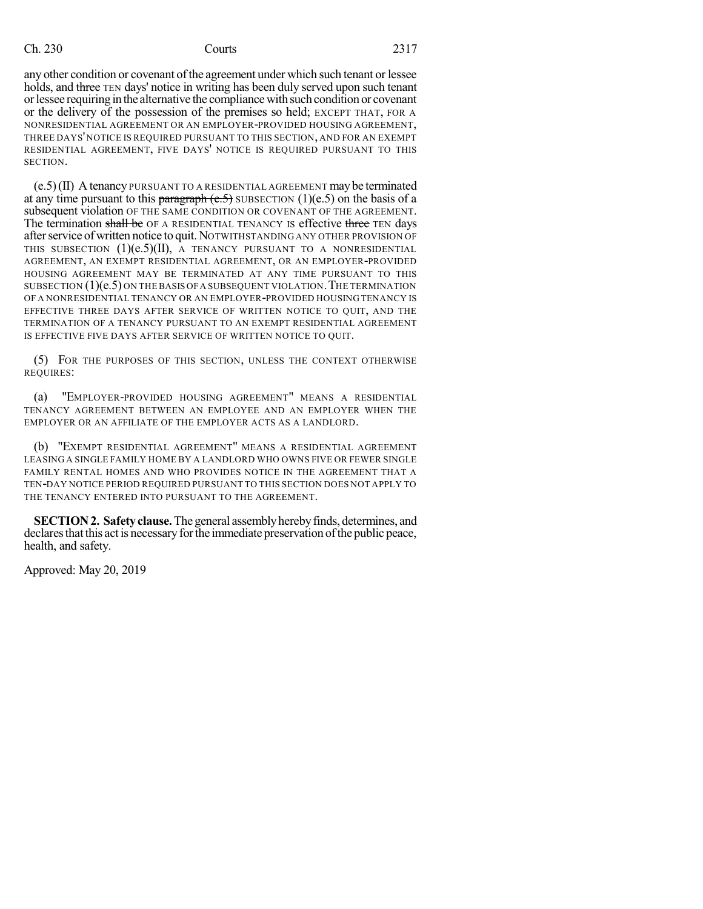any other condition or covenant of the agreement under which such tenant or lessee holds, and ~~three~~ TEN days' notice in writing has been duly served upon such tenant or lessee requiring in the alternative the compliance with such condition or covenant or the delivery of the possession of the premises so held; EXCEPT THAT, FOR A NONRESIDENTIAL AGREEMENT OR AN EMPLOYER-PROVIDED HOUSING AGREEMENT, THREE DAYS' NOTICE IS REQUIRED PURSUANT TO THIS SECTION, AND FOR AN EXEMPT RESIDENTIAL AGREEMENT, FIVE DAYS' NOTICE IS REQUIRED PURSUANT TO THIS SECTION.

(e.5)(II) A tenancy PURSUANT TO A RESIDENTIAL AGREEMENT may be terminated at any time pursuant to this ~~paragraph (e.5)~~ SUBSECTION (1)(e.5) on the basis of a subsequent violation OF THE SAME CONDITION OR COVENANT OF THE AGREEMENT. The termination ~~shall be~~ OF A RESIDENTIAL TENANCY IS effective ~~three~~ TEN days after service of written notice to quit. NOTWITHSTANDING ANY OTHER PROVISION OF THIS SUBSECTION (1)(e.5)(II), A TENANCY PURSUANT TO A NONRESIDENTIAL AGREEMENT, AN EXEMPT RESIDENTIAL AGREEMENT, OR AN EMPLOYER-PROVIDED HOUSING AGREEMENT MAY BE TERMINATED AT ANY TIME PURSUANT TO THIS SUBSECTION (1)(e.5) ON THE BASIS OF A SUBSEQUENT VIOLATION. THE TERMINATION OF A NONRESIDENTIAL TENANCY OR AN EMPLOYER-PROVIDED HOUSING TENANCY IS EFFECTIVE THREE DAYS AFTER SERVICE OF WRITTEN NOTICE TO QUIT, AND THE TERMINATION OF A TENANCY PURSUANT TO AN EXEMPT RESIDENTIAL AGREEMENT IS EFFECTIVE FIVE DAYS AFTER SERVICE OF WRITTEN NOTICE TO QUIT.

(5) FOR THE PURPOSES OF THIS SECTION, UNLESS THE CONTEXT OTHERWISE REQUIRES:

(a) "EMPLOYER-PROVIDED HOUSING AGREEMENT" MEANS A RESIDENTIAL TENANCY AGREEMENT BETWEEN AN EMPLOYEE AND AN EMPLOYER WHEN THE EMPLOYER OR AN AFFILIATE OF THE EMPLOYER ACTS AS A LANDLORD.

(b) "EXEMPT RESIDENTIAL AGREEMENT" MEANS A RESIDENTIAL AGREEMENT LEASING A SINGLE FAMILY HOME BY A LANDLORD WHO OWNS FIVE OR FEWER SINGLE FAMILY RENTAL HOMES AND WHO PROVIDES NOTICE IN THE AGREEMENT THAT A TEN-DAY NOTICE PERIOD REQUIRED PURSUANT TO THIS SECTION DOES NOT APPLY TO THE TENANCY ENTERED INTO PURSUANT TO THE AGREEMENT.

**SECTION 2. Safety clause.** The general assembly hereby finds, determines, and declares that this act is necessary for the immediate preservation of the public peace, health, and safety.

Approved: May 20, 2019